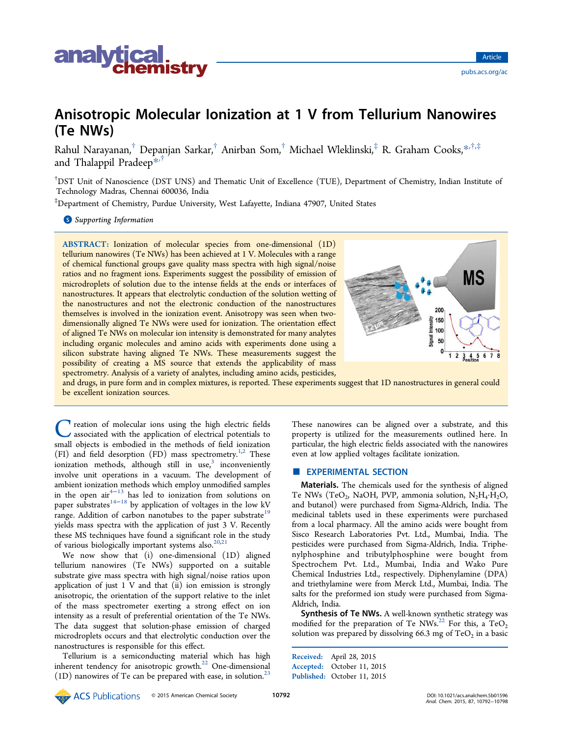# Anisotropic Molecular Ionization at 1 V from Tellurium Nanowires (Te NWs)

Rahul Narayanan,[†] Depanjan Sarkar,[†] Anirban Som,[†] Michael Wleklinski,[‡] R. Graham Cooks,*[,†,‡] and Thalappil Pradeep*[,†]

[†]DST Unit of Nanoscience (DST UNS) and Thematic Unit of Excellence (TUE), Department of Chemistry, Indian Institute of Technology Madras, Chennai 600036, India

[‡]Department of Chemistry, Purdue University, West Lafayette, Indiana 47907, United States

Supporting Information

**ABSTRACT:** Ionization of molecular species from one-dimensional (1D) tellurium nanowires (Te NWs) has been achieved at 1 V. Molecules with a range of chemical functional groups gave quality mass spectra with high signal/noise ratios and no fragment ions. Experiments suggest the possibility of emission of microdroplets of solution due to the intense fields at the ends or interfaces of nanostructures. It appears that electrolytic conduction of the solution wetting of the nanostructures and not the electronic conduction of the nanostructures themselves is involved in the ionization event. Anisotropy was seen when two-dimensionally aligned Te NWs were used for ionization. The orientation effect of aligned Te NWs on molecular ion intensity is demonstrated for many analytes including organic molecules and amino acids with experiments done using a silicon substrate having aligned Te NWs. These measurements suggest the possibility of creating a MS source that extends the applicability of mass spectrometry. Analysis of a variety of analytes, including amino acids, pesticides, and drugs, in pure form and in complex mixtures, is reported. These experiments suggest that 1D nanostructures in general could be excellent ionization sources.

Creation of molecular ions using the high electric fields associated with the application of electrical potentials to small objects is embodied in the methods of field ionization (FI) and field desorption (FD) mass spectrometry.[1,2] These ionization methods, although still in use,[3] inconveniently involve unit operations in a vacuum. The development of ambient ionization methods which employ unmodified samples in the open air[4−13] has led to ionization from solutions on paper substrates[14−18] by application of voltages in the low kV range. Addition of carbon nanotubes to the paper substrate[19] yields mass spectra with the application of just 3 V. Recently these MS techniques have found a significant role in the study of various biologically important systems also.[20,21]

We now show that (i) one-dimensional (1D) aligned tellurium nanowires (Te NWs) supported on a suitable substrate give mass spectra with high signal/noise ratios upon application of just 1 V and that (ii) ion emission is strongly anisotropic, the orientation of the support relative to the inlet of the mass spectrometer exerting a strong effect on ion intensity as a result of preferential orientation of the Te NWs. The data suggest that solution-phase emission of charged microdroplets occurs and that electrolytic conduction over the nanostructures is responsible for this effect.

Tellurium is a semiconducting material which has high inherent tendency for anisotropic growth.[22] One-dimensional (1D) nanowires of Te can be prepared with ease, in solution.[23] These nanowires can be aligned over a substrate, and this property is utilized for the measurements outlined here. In particular, the high electric fields associated with the nanowires even at low applied voltages facilitate ionization.

## EXPERIMENTAL SECTION

**Materials.** The chemicals used for the synthesis of aligned Te NWs ($TeO_2$, NaOH, PVP, ammonia solution, $N_2H_4 \cdot H_2O$, and butanol) were purchased from Sigma-Aldrich, India. The medicinal tablets used in these experiments were purchased from a local pharmacy. All the amino acids were bought from Sisco Research Laboratories Pvt. Ltd., Mumbai, India. The pesticides were purchased from Sigma-Aldrich, India. Triphenylphosphine and tributylphosphine were bought from Spectrochem Pvt. Ltd., Mumbai, India and Wako Pure Chemical Industries Ltd., respectively. Diphenylamine (DPA) and triethylamine were from Merck Ltd., Mumbai, India. The salts for the preformed ion study were purchased from Sigma-Aldrich, India.

**Synthesis of Te NWs.** A well-known synthetic strategy was modified for the preparation of Te NWs.[22] For this, a $TeO_2$ solution was prepared by dissolving 66.3 mg of $TeO_2$ in a basic

Received: April 28, 2015
Accepted: October 11, 2015
Published: October 11, 2015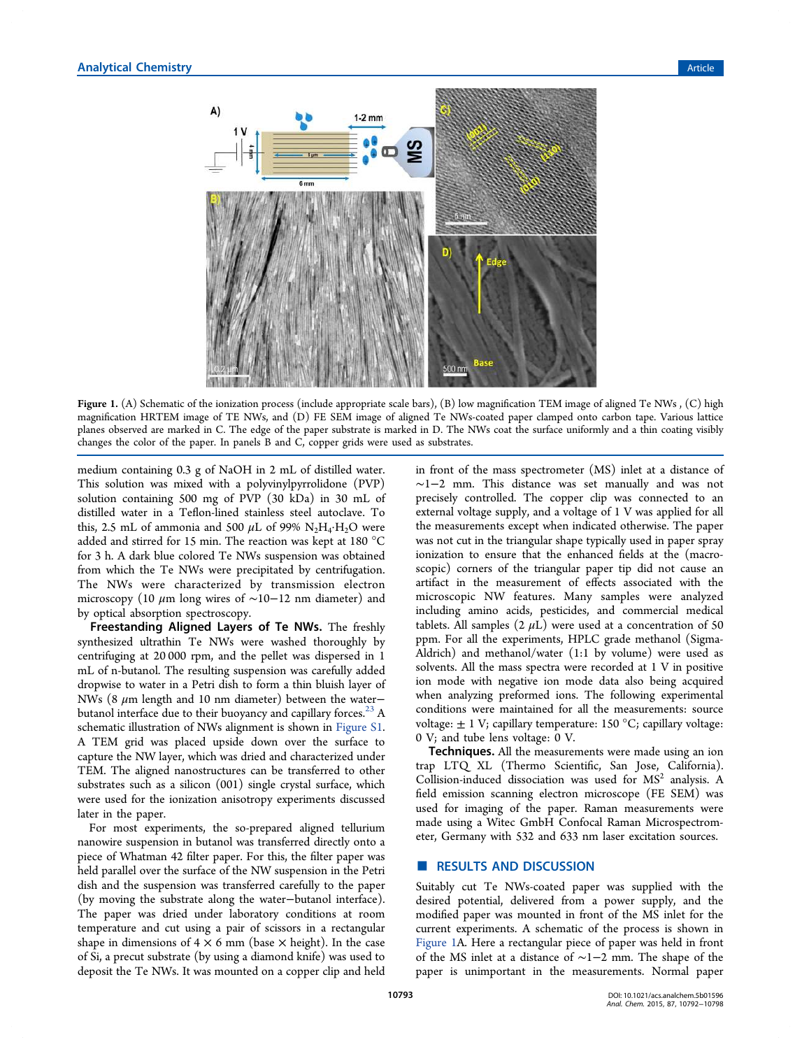Figure 1. (A) Schematic of the ionization process (include appropriate scale bars), (B) low magnification TEM image of aligned Te NWs , (C) high magnification HRTEM image of TE NWs, and (D) FE SEM image of aligned Te NWs-coated paper clamped onto carbon tape. Various lattice planes observed are marked in C. The edge of the paper substrate is marked in D. The NWs coat the surface uniformly and a thin coating visibly changes the color of the paper. In panels B and C, copper grids were used as substrates.

medium containing 0.3 g of NaOH in 2 mL of distilled water. This solution was mixed with a polyvinylpyrrolidone (PVP) solution containing 500 mg of PVP (30 kDa) in 30 mL of distilled water in a Teflon-lined stainless steel autoclave. To this, 2.5 mL of ammonia and 500 $\mu$L of 99% $N_2H_4{\cdot}H_2O$ were added and stirred for 15 min. The reaction was kept at 180 °C for 3 h. A dark blue colored Te NWs suspension was obtained from which the Te NWs were precipitated by centrifugation. The NWs were characterized by transmission electron microscopy (10 $\mu$m long wires of ∼10−12 nm diameter) and by optical absorption spectroscopy.

**Freestanding Aligned Layers of Te NWs.** The freshly synthesized ultrathin Te NWs were washed thoroughly by centrifuging at 20 000 rpm, and the pellet was dispersed in 1 mL of n-butanol. The resulting suspension was carefully added dropwise to water in a Petri dish to form a thin bluish layer of NWs (8 $\mu$m length and 10 nm diameter) between the water−butanol interface due to their buoyancy and capillary forces.[23] A schematic illustration of NWs alignment is shown in Figure S1. A TEM grid was placed upside down over the surface to capture the NW layer, which was dried and characterized under TEM. The aligned nanostructures can be transferred to other substrates such as a silicon (001) single crystal surface, which were used for the ionization anisotropy experiments discussed later in the paper.

For most experiments, the so-prepared aligned tellurium nanowire suspension in butanol was transferred directly onto a piece of Whatman 42 filter paper. For this, the filter paper was held parallel over the surface of the NW suspension in the Petri dish and the suspension was transferred carefully to the paper (by moving the substrate along the water−butanol interface). The paper was dried under laboratory conditions at room temperature and cut using a pair of scissors in a rectangular shape in dimensions of 4 × 6 mm (base × height). In the case of Si, a precut substrate (by using a diamond knife) was used to deposit the Te NWs. It was mounted on a copper clip and held in front of the mass spectrometer (MS) inlet at a distance of ∼1−2 mm. This distance was set manually and was not precisely controlled. The copper clip was connected to an external voltage supply, and a voltage of 1 V was applied for all the measurements except when indicated otherwise. The paper was not cut in the triangular shape typically used in paper spray ionization to ensure that the enhanced fields at the (macroscopic) corners of the triangular paper tip did not cause an artifact in the measurement of effects associated with the microscopic NW features. Many samples were analyzed including amino acids, pesticides, and commercial medical tablets. All samples (2 $\mu$L) were used at a concentration of 50 ppm. For all the experiments, HPLC grade methanol (Sigma-Aldrich) and methanol/water (1:1 by volume) were used as solvents. All the mass spectra were recorded at 1 V in positive ion mode with negative ion mode data also being acquired when analyzing preformed ions. The following experimental conditions were maintained for all the measurements: source voltage: ± 1 V; capillary temperature: 150 °C; capillary voltage: 0 V; and tube lens voltage: 0 V.

**Techniques.** All the measurements were made using an ion trap LTQ XL (Thermo Scientific, San Jose, California). Collision-induced dissociation was used for $MS^2$ analysis. A field emission scanning electron microscope (FE SEM) was used for imaging of the paper. Raman measurements were made using a Witec GmbH Confocal Raman Microspectrometer, Germany with 532 and 633 nm laser excitation sources.

## RESULTS AND DISCUSSION

Suitably cut Te NWs-coated paper was supplied with the desired potential, delivered from a power supply, and the modified paper was mounted in front of the MS inlet for the current experiments. A schematic of the process is shown in Figure 1A. Here a rectangular piece of paper was held in front of the MS inlet at a distance of ∼1−2 mm. The shape of the paper is unimportant in the measurements. Normal paper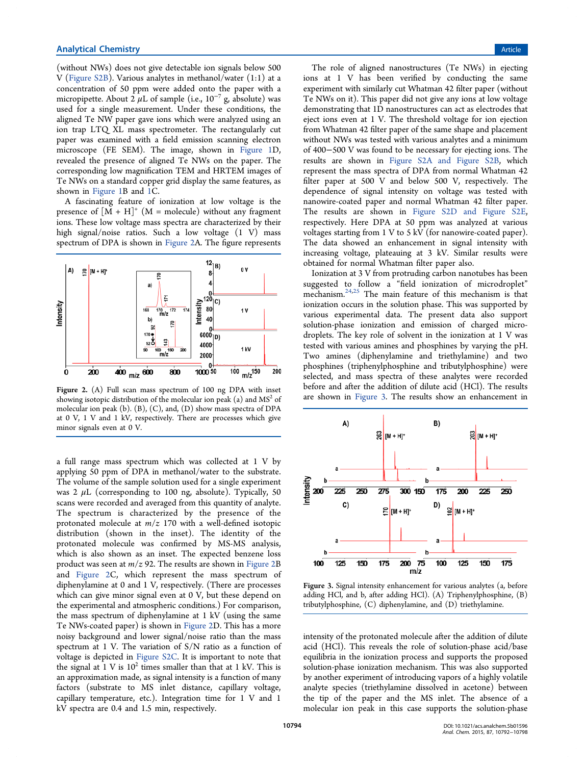(without NWs) does not give detectable ion signals below 500 V (Figure S2B). Various analytes in methanol/water (1:1) at a concentration of 50 ppm were added onto the paper with a micropipette. About 2 $\mu$L of sample (i.e., $10^{-7}$ g, absolute) was used for a single measurement. Under these conditions, the aligned Te NW paper gave ions which were analyzed using an ion trap LTQ XL mass spectrometer. The rectangularly cut paper was examined with a field emission scanning electron microscope (FE SEM). The image, shown in Figure 1D, revealed the presence of aligned Te NWs on the paper. The corresponding low magnification TEM and HRTEM images of Te NWs on a standard copper grid display the same features, as shown in Figure 1B and 1C.

A fascinating feature of ionization at low voltage is the presence of $[M + H]^+$ (M = molecule) without any fragment ions. These low voltage mass spectra are characterized by their high signal/noise ratios. Such a low voltage (1 V) mass spectrum of DPA is shown in Figure 2A. The figure represents a full range mass spectrum which was collected at 1 V by applying 50 ppm of DPA in methanol/water to the substrate. The volume of the sample solution used for a single experiment was 2 $\mu$L (corresponding to 100 ng, absolute). Typically, 50 scans were recorded and averaged from this quantity of analyte. The spectrum is characterized by the presence of the protonated molecule at $m/z$ 170 with a well-defined isotopic distribution (shown in the inset). The identity of the protonated molecule was confirmed by MS-MS analysis, which is also shown as an inset. The expected benzene loss product was seen at $m/z$ 92. The results are shown in Figure 2B and Figure 2C, which represent the mass spectrum of diphenylamine at 0 and 1 V, respectively. (There are processes which can give minor signal even at 0 V, but these depend on the experimental and atmospheric conditions.) For comparison, the mass spectrum of diphenylamine at 1 kV (using the same Te NWs-coated paper) is shown in Figure 2D. This has a more noisy background and lower signal/noise ratio than the mass spectrum at 1 V. The variation of S/N ratio as a function of voltage is depicted in Figure S2C. It is important to note that the signal at 1 V is $10^2$ times smaller than that at 1 kV. This is an approximation made, as signal intensity is a function of many factors (substrate to MS inlet distance, capillary voltage, capillary temperature, etc.). Integration time for 1 V and 1 kV spectra are 0.4 and 1.5 min, respectively.

**Figure 2.** (A) Full scan mass spectrum of 100 ng DPA with inset showing isotopic distribution of the molecular ion peak (a) and MS$^2$ of molecular ion peak (b). (B), (C), and, (D) show mass spectra of DPA at 0 V, 1 V and 1 kV, respectively. There are processes which give minor signals even at 0 V.

The role of aligned nanostructures (Te NWs) in ejecting ions at 1 V has been verified by conducting the same experiment with similarly cut Whatman 42 filter paper (without Te NWs on it). This paper did not give any ions at low voltage demonstrating that 1D nanostructures can act as electrodes that eject ions even at 1 V. The threshold voltage for ion ejection from Whatman 42 filter paper of the same shape and placement without NWs was tested with various analytes and a minimum of 400−500 V was found to be necessary for ejecting ions. The results are shown in Figure S2A and Figure S2B, which represent the mass spectra of DPA from normal Whatman 42 filter paper at 500 V and below 500 V, respectively. The dependence of signal intensity on voltage was tested with nanowire-coated paper and normal Whatman 42 filter paper. The results are shown in Figure S2D and Figure S2E, respectively. Here DPA at 50 ppm was analyzed at various voltages starting from 1 V to 5 kV (for nanowire-coated paper). The data showed an enhancement in signal intensity with increasing voltage, plateauing at 3 kV. Similar results were obtained for normal Whatman filter paper also.

Ionization at 3 V from protruding carbon nanotubes has been suggested to follow a "field ionization of microdroplet" mechanism.[24,25] The main feature of this mechanism is that ionization occurs in the solution phase. This was supported by various experimental data. The present data also support solution-phase ionization and emission of charged microdroplets. The key role of solvent in the ionization at 1 V was tested with various amines and phosphines by varying the pH. Two amines (diphenylamine and triethylamine) and two phosphines (triphenylphosphine and tributylphosphine) were selected, and mass spectra of these analytes were recorded before and after the addition of dilute acid (HCl). The results are shown in Figure 3. The results show an enhancement in intensity of the protonated molecule after the addition of dilute acid (HCl). This reveals the role of solution-phase acid/base equilibria in the ionization process and supports the proposed solution-phase ionization mechanism. This was also supported by another experiment of introducing vapors of a highly volatile analyte species (triethylamine dissolved in acetone) between the tip of the paper and the MS inlet. The absence of a molecular ion peak in this case supports the solution-phase

**Figure 3.** Signal intensity enhancement for various analytes (a, before adding HCl, and b, after adding HCl). (A) Triphenylphosphine, (B) tributylphosphine, (C) diphenylamine, and (D) triethylamine.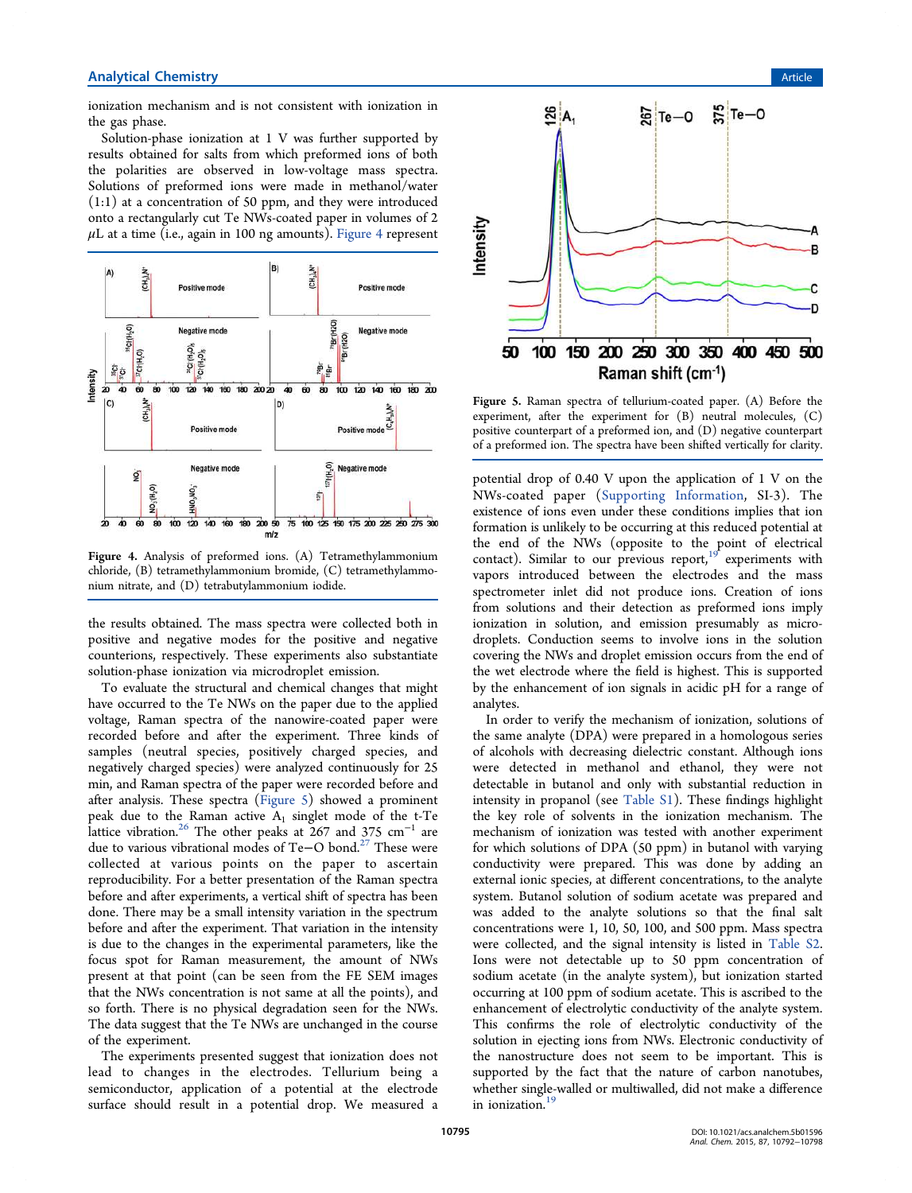ionization mechanism and is not consistent with ionization in the gas phase.

Solution-phase ionization at 1 V was further supported by results obtained for salts from which preformed ions of both the polarities are observed in low-voltage mass spectra. Solutions of preformed ions were made in methanol/water (1:1) at a concentration of 50 ppm, and they were introduced onto a rectangularly cut Te NWs-coated paper in volumes of 2 $\mu$L at a time (i.e., again in 100 ng amounts). Figure 4 represent the results obtained. The mass spectra were collected both in positive and negative modes for the positive and negative counterions, respectively. These experiments also substantiate solution-phase ionization via microdroplet emission.

Figure 4. Analysis of preformed ions. (A) Tetramethylammonium chloride, (B) tetramethylammonium bromide, (C) tetramethylammonium nitrate, and (D) tetrabutylammonium iodide.

To evaluate the structural and chemical changes that might have occurred to the Te NWs on the paper due to the applied voltage, Raman spectra of the nanowire-coated paper were recorded before and after the experiment. Three kinds of samples (neutral species, positively charged species, and negatively charged species) were analyzed continuously for 25 min, and Raman spectra of the paper were recorded before and after analysis. These spectra (Figure 5) showed a prominent peak due to the Raman active $A_1$ singlet mode of the t-Te lattice vibration.[26] The other peaks at 267 and 375 cm$^{-1}$ are due to various vibrational modes of Te–O bond.[27] These were collected at various points on the paper to ascertain reproducibility. For a better presentation of the Raman spectra before and after experiments, a vertical shift of spectra has been done. There may be a small intensity variation in the spectrum before and after the experiment. That variation in the intensity is due to the changes in the experimental parameters, like the focus spot for Raman measurement, the amount of NWs present at that point (can be seen from the FE SEM images that the NWs concentration is not same at all the points), and so forth. There is no physical degradation seen for the NWs. The data suggest that the Te NWs are unchanged in the course of the experiment.

Figure 5. Raman spectra of tellurium-coated paper. (A) Before the experiment, after the experiment for (B) neutral molecules, (C) positive counterpart of a preformed ion, and (D) negative counterpart of a preformed ion. The spectra have been shifted vertically for clarity.

The experiments presented suggest that ionization does not lead to changes in the electrodes. Tellurium being a semiconductor, application of a potential at the electrode surface should result in a potential drop. We measured a potential drop of 0.40 V upon the application of 1 V on the NWs-coated paper (Supporting Information, SI-3). The existence of ions even under these conditions implies that ion formation is unlikely to be occurring at this reduced potential at the end of the NWs (opposite to the point of electrical contact). Similar to our previous report,[19] experiments with vapors introduced between the electrodes and the mass spectrometer inlet did not produce ions. Creation of ions from solutions and their detection as preformed ions imply ionization in solution, and emission presumably as microdroplets. Conduction seems to involve ions in the solution covering the NWs and droplet emission occurs from the end of the wet electrode where the field is highest. This is supported by the enhancement of ion signals in acidic pH for a range of analytes.

In order to verify the mechanism of ionization, solutions of the same analyte (DPA) were prepared in a homologous series of alcohols with decreasing dielectric constant. Although ions were detected in methanol and ethanol, they were not detectable in butanol and only with substantial reduction in intensity in propanol (see Table S1). These findings highlight the key role of solvents in the ionization mechanism. The mechanism of ionization was tested with another experiment for which solutions of DPA (50 ppm) in butanol with varying conductivity were prepared. This was done by adding an external ionic species, at different concentrations, to the analyte system. Butanol solution of sodium acetate was prepared and was added to the analyte solutions so that the final salt concentrations were 1, 10, 50, 100, and 500 ppm. Mass spectra were collected, and the signal intensity is listed in Table S2. Ions were not detectable up to 50 ppm concentration of sodium acetate (in the analyte system), but ionization started occurring at 100 ppm of sodium acetate. This is ascribed to the enhancement of electrolytic conductivity of the analyte system. This confirms the role of electrolytic conductivity of the solution in ejecting ions from NWs. Electronic conductivity of the nanostructure does not seem to be important. This is supported by the fact that the nature of carbon nanotubes, whether single-walled or multiwalled, did not make a difference in ionization.[19]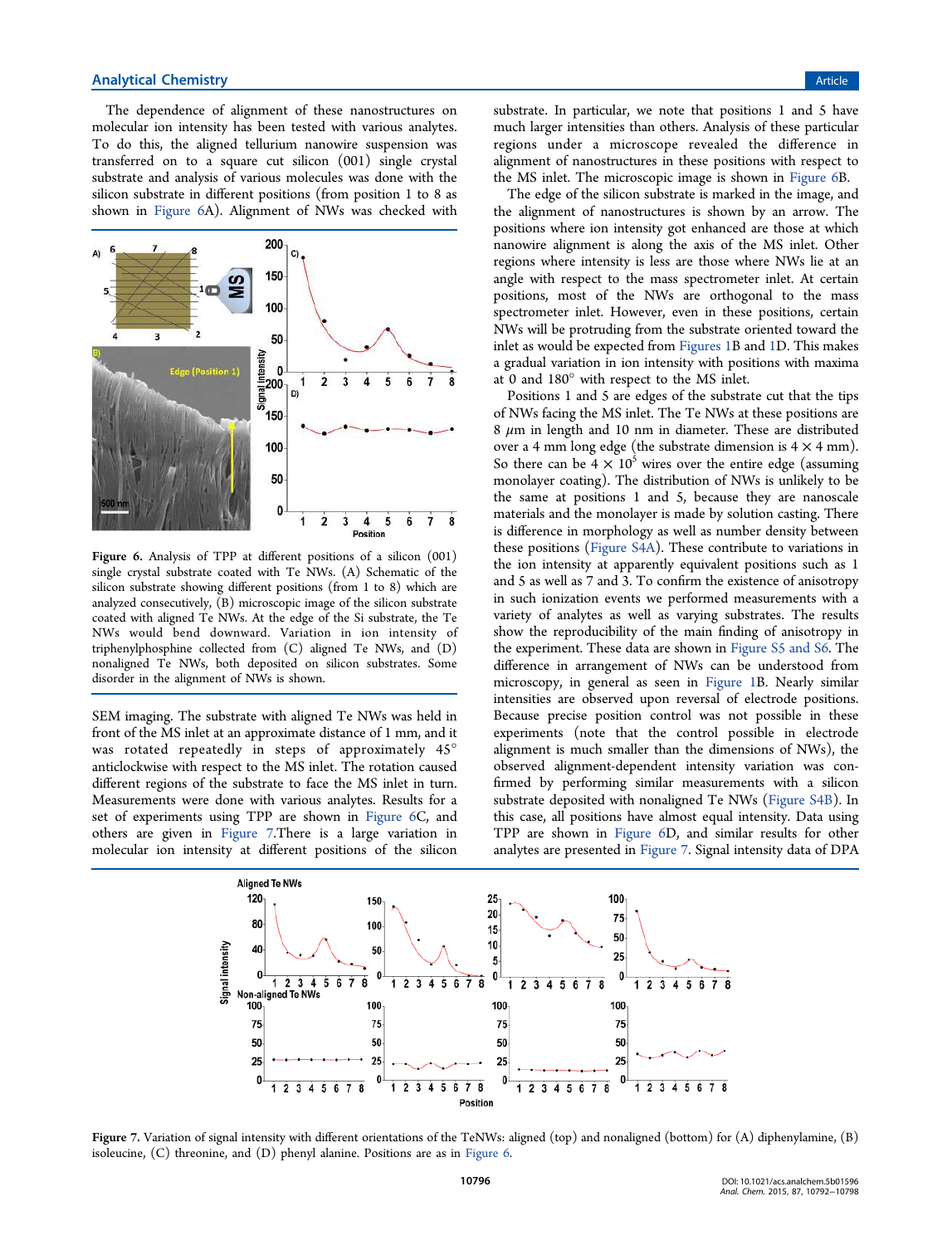The dependence of alignment of these nanostructures on molecular ion intensity has been tested with various analytes. To do this, the aligned tellurium nanowire suspension was transferred on to a square cut silicon (001) single crystal substrate and analysis of various molecules was done with the silicon substrate in different positions (from position 1 to 8 as shown in Figure 6A). Alignment of NWs was checked with SEM imaging. The substrate with aligned Te NWs was held in front of the MS inlet at an approximate distance of 1 mm, and it was rotated repeatedly in steps of approximately 45° anticlockwise with respect to the MS inlet. The rotation caused different regions of the substrate to face the MS inlet in turn. Measurements were done with various analytes. Results for a set of experiments using TPP are shown in Figure 6C, and others are given in Figure 7. There is a large variation in molecular ion intensity at different positions of the silicon substrate. In particular, we note that positions 1 and 5 have much larger intensities than others. Analysis of these particular regions under a microscope revealed the difference in alignment of nanostructures in these positions with respect to the MS inlet. The microscopic image is shown in Figure 6B.

Figure 6. Analysis of TPP at different positions of a silicon (001) single crystal substrate coated with Te NWs. (A) Schematic of the silicon substrate showing different positions (from 1 to 8) which are analyzed consecutively, (B) microscopic image of the silicon substrate coated with aligned Te NWs. At the edge of the Si substrate, the Te NWs would bend downward. Variation in ion intensity of triphenylphosphine collected from (C) aligned Te NWs, and (D) nonaligned Te NWs, both deposited on silicon substrates. Some disorder in the alignment of NWs is shown.

The edge of the silicon substrate is marked in the image, and the alignment of nanostructures is shown by an arrow. The positions where ion intensity got enhanced are those at which nanowire alignment is along the axis of the MS inlet. Other regions where intensity is less are those where NWs lie at an angle with respect to the mass spectrometer inlet. At certain positions, most of the NWs are orthogonal to the mass spectrometer inlet. However, even in these positions, certain NWs will be protruding from the substrate oriented toward the inlet as would be expected from Figures 1B and 1D. This makes a gradual variation in ion intensity with positions with maxima at 0 and 180° with respect to the MS inlet.

Positions 1 and 5 are edges of the substrate cut that the tips of NWs facing the MS inlet. The Te NWs at these positions are 8 $\mu$m in length and 10 nm in diameter. These are distributed over a 4 mm long edge (the substrate dimension is $4 \times 4$ mm). So there can be $4 \times 10^5$ wires over the entire edge (assuming monolayer coating). The distribution of NWs is unlikely to be the same at positions 1 and 5, because they are nanoscale materials and the monolayer is made by solution casting. There is difference in morphology as well as number density between these positions (Figure S4A). These contribute to variations in the ion intensity at apparently equivalent positions such as 1 and 5 as well as 7 and 3. To confirm the existence of anisotropy in such ionization events we performed measurements with a variety of analytes as well as varying substrates. The results show the reproducibility of the main finding of anisotropy in the experiment. These data are shown in Figure S5 and S6. The difference in arrangement of NWs can be understood from microscopy, in general as seen in Figure 1B. Nearly similar intensities are observed upon reversal of electrode positions. Because precise position control was not possible in these experiments (note that the control possible in electrode alignment is much smaller than the dimensions of NWs), the observed alignment-dependent intensity variation was confirmed by performing similar measurements with a silicon substrate deposited with nonaligned Te NWs (Figure S4B). In this case, all positions have almost equal intensity. Data using TPP are shown in Figure 6D, and similar results for other analytes are presented in Figure 7. Signal intensity data of DPA

Figure 7. Variation of signal intensity with different orientations of the TeNWs: aligned (top) and nonaligned (bottom) for (A) diphenylamine, (B) isoleucine, (C) threonine, and (D) phenyl alanine. Positions are as in Figure 6.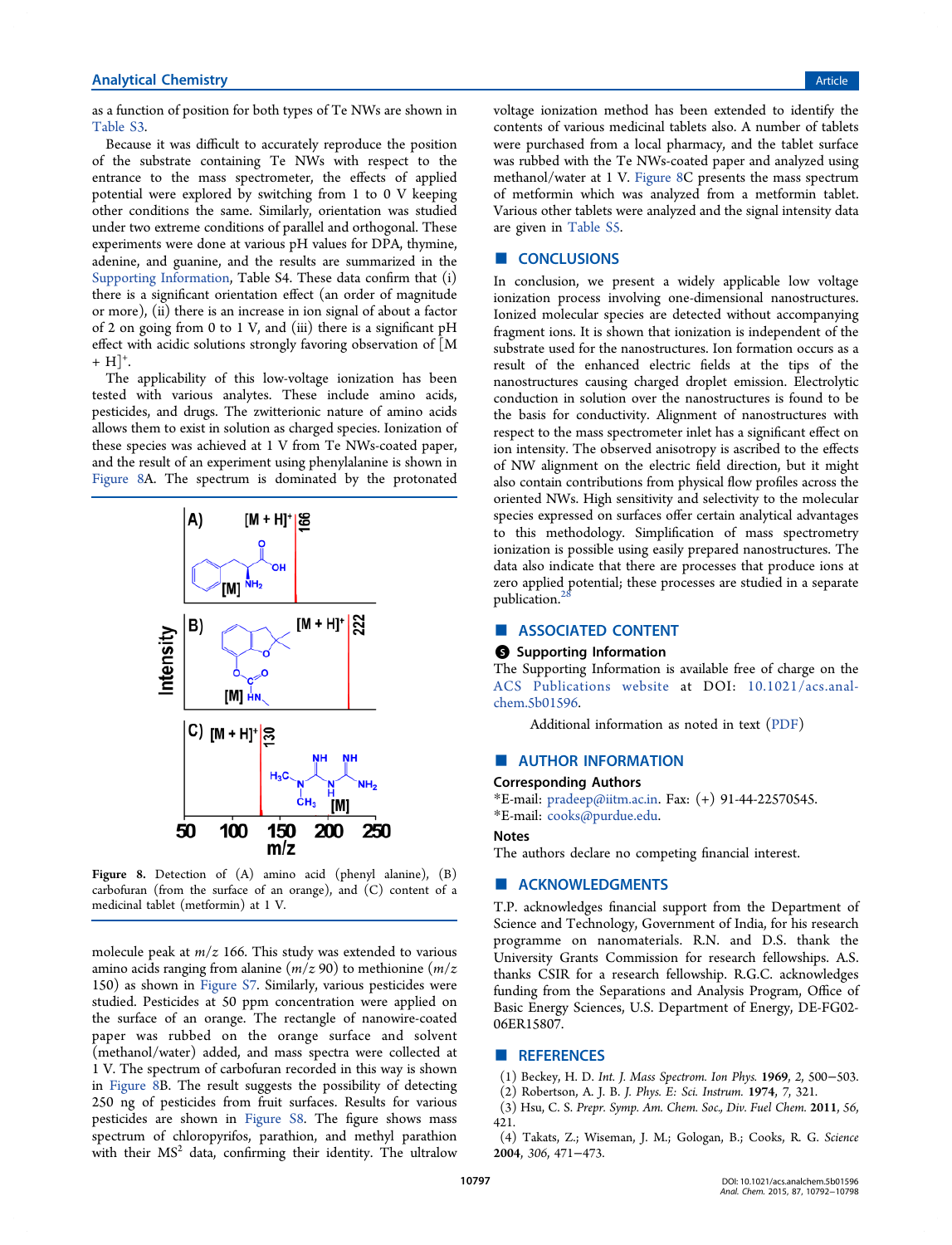as a function of position for both types of Te NWs are shown in Table S3.

Because it was difficult to accurately reproduce the position of the substrate containing Te NWs with respect to the entrance to the mass spectrometer, the effects of applied potential were explored by switching from 1 to 0 V keeping other conditions the same. Similarly, orientation was studied under two extreme conditions of parallel and orthogonal. These experiments were done at various pH values for DPA, thymine, adenine, and guanine, and the results are summarized in the Supporting Information, Table S4. These data confirm that (i) there is a significant orientation effect (an order of magnitude or more), (ii) there is an increase in ion signal of about a factor of 2 on going from 0 to 1 V, and (iii) there is a significant pH effect with acidic solutions strongly favoring observation of $[M + H]^+$.

The applicability of this low-voltage ionization has been tested with various analytes. These include amino acids, pesticides, and drugs. The zwitterionic nature of amino acids allows them to exist in solution as charged species. Ionization of these species was achieved at 1 V from Te NWs-coated paper, and the result of an experiment using phenylalanine is shown in Figure 8A. The spectrum is dominated by the protonated molecule peak at $m/z$ 166. This study was extended to various amino acids ranging from alanine ($m/z$ 90) to methionine ($m/z$ 150) as shown in Figure S7. Similarly, various pesticides were studied. Pesticides at 50 ppm concentration were applied on the surface of an orange. The rectangle of nanowire-coated paper was rubbed on the orange surface and solvent (methanol/water) added, and mass spectra were collected at 1 V. The spectrum of carbofuran recorded in this way is shown in Figure 8B. The result suggests the possibility of detecting 250 ng of pesticides from fruit surfaces. Results for various pesticides are shown in Figure S8. The figure shows mass spectrum of chloropyrifos, parathion, and methyl parathion with their $MS^2$ data, confirming their identity. The ultralow voltage ionization method has been extended to identify the contents of various medicinal tablets also. A number of tablets were purchased from a local pharmacy, and the tablet surface was rubbed with the Te NWs-coated paper and analyzed using methanol/water at 1 V. Figure 8C presents the mass spectrum of metformin which was analyzed from a metformin tablet. Various other tablets were analyzed and the signal intensity data are given in Table S5.

Figure 8. Detection of (A) amino acid (phenyl alanine), (B) carbofuran (from the surface of an orange), and (C) content of a medicinal tablet (metformin) at 1 V.

## CONCLUSIONS

In conclusion, we present a widely applicable low voltage ionization process involving one-dimensional nanostructures. Ionized molecular species are detected without accompanying fragment ions. It is shown that ionization is independent of the substrate used for the nanostructures. Ion formation occurs as a result of the enhanced electric fields at the tips of the nanostructures causing charged droplet emission. Electrolytic conduction in solution over the nanostructures is found to be the basis for conductivity. Alignment of nanostructures with respect to the mass spectrometer inlet has a significant effect on ion intensity. The observed anisotropy is ascribed to the effects of NW alignment on the electric field direction, but it might also contain contributions from physical flow profiles across the oriented NWs. High sensitivity and selectivity to the molecular species expressed on surfaces offer certain analytical advantages to this methodology. Simplification of mass spectrometry ionization is possible using easily prepared nanostructures. The data also indicate that there are processes that produce ions at zero applied potential; these processes are studied in a separate publication.[28]

## ASSOCIATED CONTENT

### Supporting Information

The Supporting Information is available free of charge on the ACS Publications website at DOI: 10.1021/acs.analchem.5b01596.

Additional information as noted in text (PDF)

## AUTHOR INFORMATION

### Corresponding Authors

*E-mail: pradeep@iitm.ac.in. Fax: (+) 91-44-22570545.

*E-mail: cooks@purdue.edu.

### Notes

The authors declare no competing financial interest.

## ACKNOWLEDGMENTS

T.P. acknowledges financial support from the Department of Science and Technology, Government of India, for his research programme on nanomaterials. R.N. and D.S. thank the University Grants Commission for research fellowships. A.S. thanks CSIR for a research fellowship. R.G.C. acknowledges funding from the Separations and Analysis Program, Office of Basic Energy Sciences, U.S. Department of Energy, DE-FG02-06ER15807.

## REFERENCES

(1) Beckey, H. D. *Int. J. Mass Spectrom. Ion Phys.* **1969**, *2*, 500−503.

(2) Robertson, A. J. B. *J. Phys. E: Sci. Instrum.* **1974**, *7*, 321.

(3) Hsu, C. S. *Prepr. Symp. Am. Chem. Soc., Div. Fuel Chem.* **2011**, *56*, 421.

(4) Takats, Z.; Wiseman, J. M.; Gologan, B.; Cooks, R. G. *Science* **2004**, *306*, 471−473.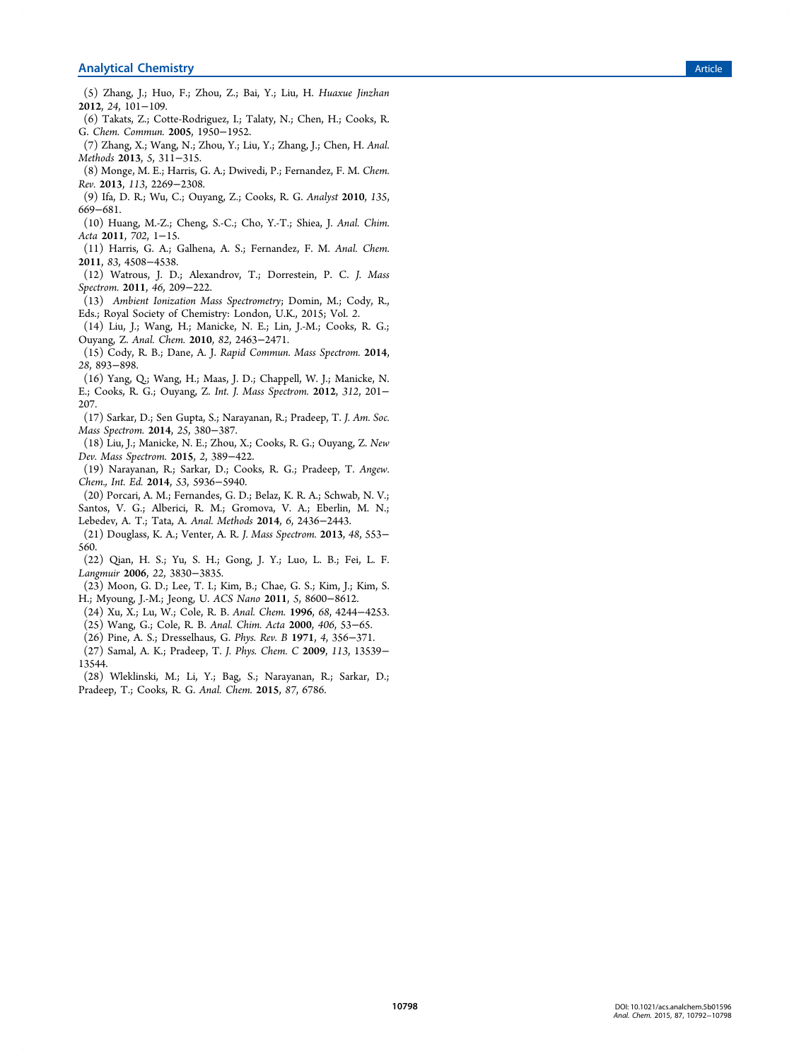(5) Zhang, J.; Huo, F.; Zhou, Z.; Bai, Y.; Liu, H. *Huaxue Jinzhan* **2012**, *24*, 101−109.

(6) Takats, Z.; Cotte-Rodriguez, I.; Talaty, N.; Chen, H.; Cooks, R. G. *Chem. Commun.* **2005**, 1950−1952.

(7) Zhang, X.; Wang, N.; Zhou, Y.; Liu, Y.; Zhang, J.; Chen, H. *Anal. Methods* **2013**, *5*, 311−315.

(8) Monge, M. E.; Harris, G. A.; Dwivedi, P.; Fernandez, F. M. *Chem. Rev.* **2013**, *113*, 2269−2308.

(9) Ifa, D. R.; Wu, C.; Ouyang, Z.; Cooks, R. G. *Analyst* **2010**, *135*, 669−681.

(10) Huang, M.-Z.; Cheng, S.-C.; Cho, Y.-T.; Shiea, J. *Anal. Chim. Acta* **2011**, *702*, 1−15.

(11) Harris, G. A.; Galhena, A. S.; Fernandez, F. M. *Anal. Chem.* **2011**, *83*, 4508−4538.

(12) Watrous, J. D.; Alexandrov, T.; Dorrestein, P. C. *J. Mass Spectrom.* **2011**, *46*, 209−222.

(13) *Ambient Ionization Mass Spectrometry*; Domin, M.; Cody, R., Eds.; Royal Society of Chemistry: London, U.K., 2015; Vol. 2.

(14) Liu, J.; Wang, H.; Manicke, N. E.; Lin, J.-M.; Cooks, R. G.; Ouyang, Z. *Anal. Chem.* **2010**, *82*, 2463−2471.

(15) Cody, R. B.; Dane, A. J. *Rapid Commun. Mass Spectrom.* **2014**, *28*, 893−898.

(16) Yang, Q.; Wang, H.; Maas, J. D.; Chappell, W. J.; Manicke, N. E.; Cooks, R. G.; Ouyang, Z. *Int. J. Mass Spectrom.* **2012**, *312*, 201−207.

(17) Sarkar, D.; Sen Gupta, S.; Narayanan, R.; Pradeep, T. *J. Am. Soc. Mass Spectrom.* **2014**, *25*, 380−387.

(18) Liu, J.; Manicke, N. E.; Zhou, X.; Cooks, R. G.; Ouyang, Z. *New Dev. Mass Spectrom.* **2015**, *2*, 389−422.

(19) Narayanan, R.; Sarkar, D.; Cooks, R. G.; Pradeep, T. *Angew. Chem., Int. Ed.* **2014**, *53*, 5936−5940.

(20) Porcari, A. M.; Fernandes, G. D.; Belaz, K. R. A.; Schwab, N. V.; Santos, V. G.; Alberici, R. M.; Gromova, V. A.; Eberlin, M. N.; Lebedev, A. T.; Tata, A. *Anal. Methods* **2014**, *6*, 2436−2443.

(21) Douglass, K. A.; Venter, A. R. *J. Mass Spectrom.* **2013**, *48*, 553−560.

(22) Qian, H. S.; Yu, S. H.; Gong, J. Y.; Luo, L. B.; Fei, L. F. *Langmuir* **2006**, *22*, 3830−3835.

(23) Moon, G. D.; Lee, T. I.; Kim, B.; Chae, G. S.; Kim, J.; Kim, S. H.; Myoung, J.-M.; Jeong, U. *ACS Nano* **2011**, *5*, 8600−8612.

(24) Xu, X.; Lu, W.; Cole, R. B. *Anal. Chem.* **1996**, *68*, 4244−4253.

(25) Wang, G.; Cole, R. B. *Anal. Chim. Acta* **2000**, *406*, 53−65.

(26) Pine, A. S.; Dresselhaus, G. *Phys. Rev. B* **1971**, *4*, 356−371.

(27) Samal, A. K.; Pradeep, T. *J. Phys. Chem. C* **2009**, *113*, 13539−13544.

(28) Wleklinski, M.; Li, Y.; Bag, S.; Narayanan, R.; Sarkar, D.; Pradeep, T.; Cooks, R. G. *Anal. Chem.* **2015**, *87*, 6786.